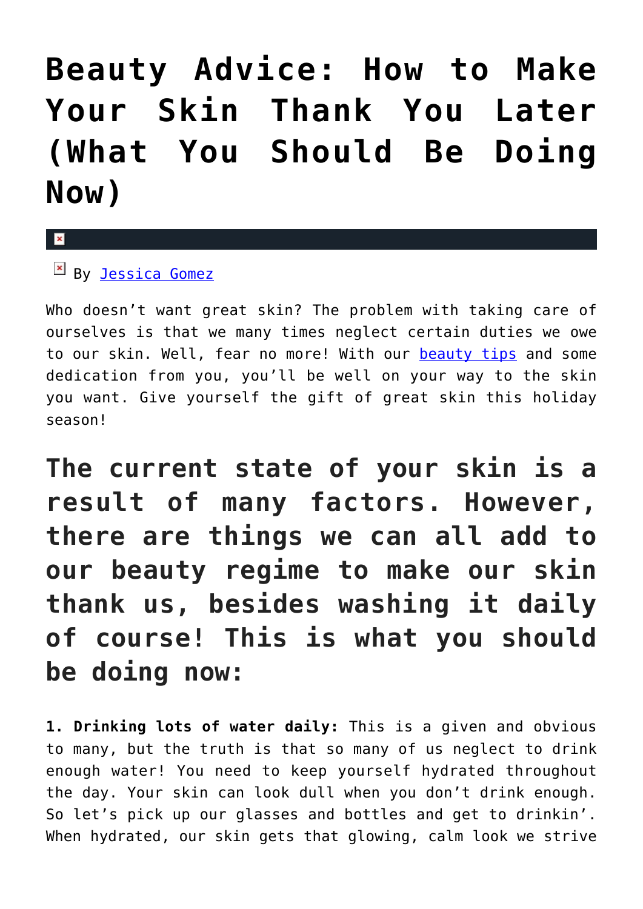# Beauty Advice: How to Make Your Skin Thank You Later (What You Should Be Doing Now)

By Jessica Gomez

Who doesn't want great skin? The problem with taking care of ourselves is that we many times neglect certain duties we owe to our skin. Well, fear no more! With our beauty tips and some dedication from you, you'll be well on your way to the skin you want. Give yourself the gift of great skin this holiday season!

## The current state of your skin is a result of many factors. However, there are things we can all add to our beauty regime to make our skin thank us, besides washing it daily of course! This is what you should be doing now:

**1. Drinking lots of water daily:** This is a given and obvious to many, but the truth is that so many of us neglect to drink enough water! You need to keep yourself hydrated throughout the day. Your skin can look dull when you don't drink enough. So let's pick up our glasses and bottles and get to drinkin'. When hydrated, our skin gets that glowing, calm look we strive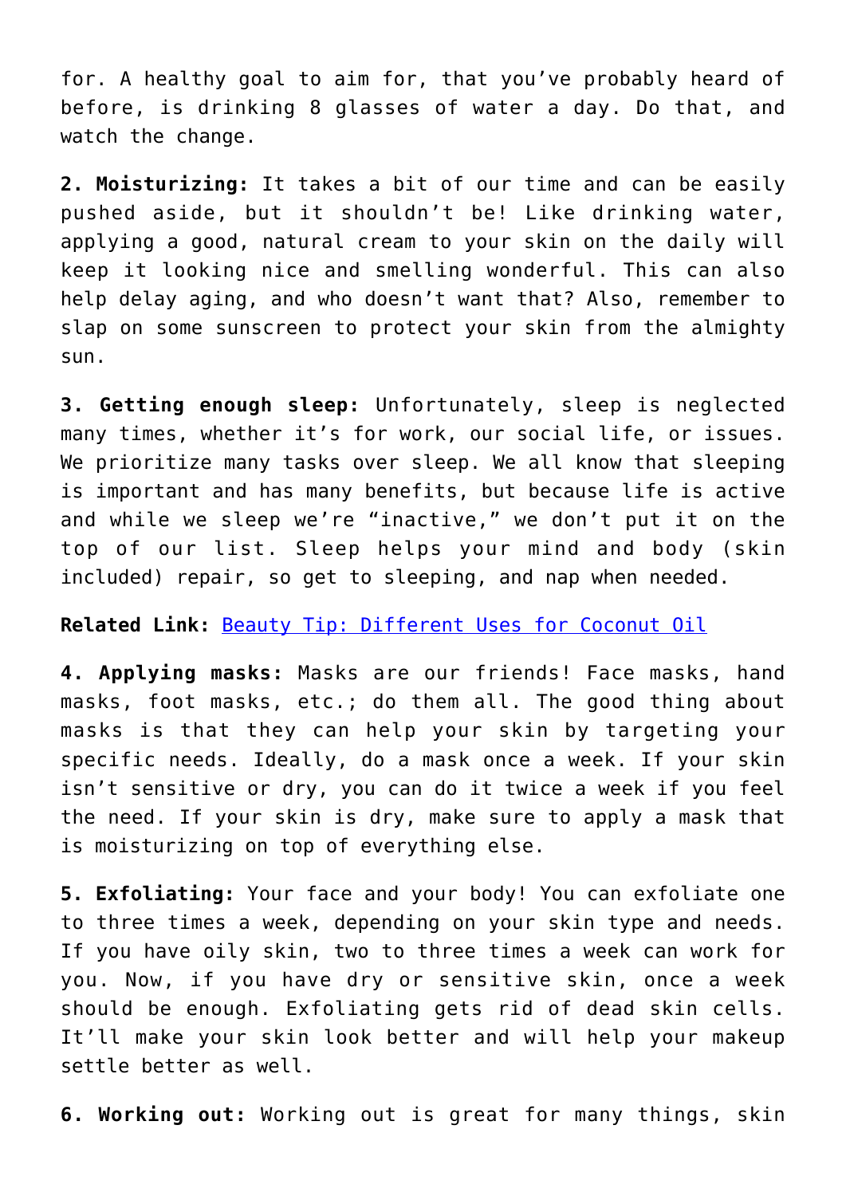for. A healthy goal to aim for, that you've probably heard of before, is drinking 8 glasses of water a day. Do that, and watch the change.

**2. Moisturizing:** It takes a bit of our time and can be easily pushed aside, but it shouldn't be! Like drinking water, applying a good, natural cream to your skin on the daily will keep it looking nice and smelling wonderful. This can also help delay aging, and who doesn't want that? Also, remember to slap on some sunscreen to protect your skin from the almighty sun.

**3. Getting enough sleep:** Unfortunately, sleep is neglected many times, whether it's for work, our social life, or issues. We prioritize many tasks over sleep. We all know that sleeping is important and has many benefits, but because life is active and while we sleep we're "inactive," we don't put it on the top of our list. Sleep helps your mind and body (skin included) repair, so get to sleeping, and nap when needed.

**Related Link:** [Beauty Tip: Different Uses for Coconut Oil]()

**4. Applying masks:** Masks are our friends! Face masks, hand masks, foot masks, etc.; do them all. The good thing about masks is that they can help your skin by targeting your specific needs. Ideally, do a mask once a week. If your skin isn't sensitive or dry, you can do it twice a week if you feel the need. If your skin is dry, make sure to apply a mask that is moisturizing on top of everything else.

**5. Exfoliating:** Your face and your body! You can exfoliate one to three times a week, depending on your skin type and needs. If you have oily skin, two to three times a week can work for you. Now, if you have dry or sensitive skin, once a week should be enough. Exfoliating gets rid of dead skin cells. It'll make your skin look better and will help your makeup settle better as well.

**6. Working out:** Working out is great for many things, skin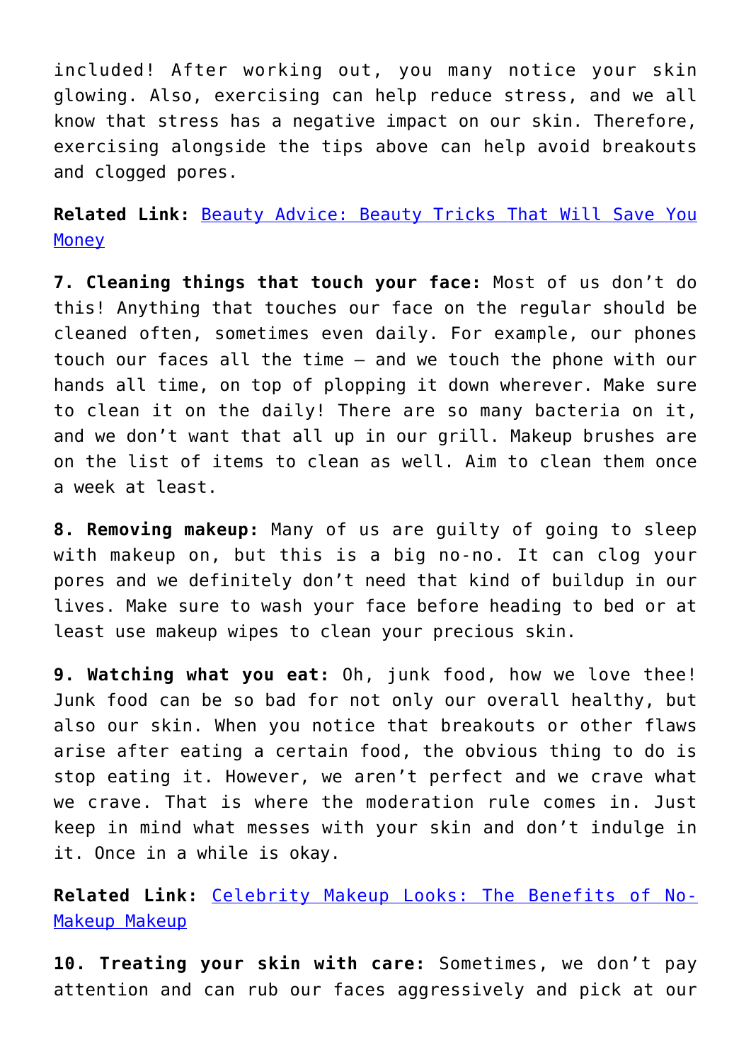included! After working out, you many notice your skin glowing. Also, exercising can help reduce stress, and we all know that stress has a negative impact on our skin. Therefore, exercising alongside the tips above can help avoid breakouts and clogged pores.

**Related Link:** [Beauty Advice: Beauty Tricks That Will Save You Money]()

**7. Cleaning things that touch your face:** Most of us don't do this! Anything that touches our face on the regular should be cleaned often, sometimes even daily. For example, our phones touch our faces all the time – and we touch the phone with our hands all time, on top of plopping it down wherever. Make sure to clean it on the daily! There are so many bacteria on it, and we don't want that all up in our grill. Makeup brushes are on the list of items to clean as well. Aim to clean them once a week at least.

**8. Removing makeup:** Many of us are guilty of going to sleep with makeup on, but this is a big no-no. It can clog your pores and we definitely don't need that kind of buildup in our lives. Make sure to wash your face before heading to bed or at least use makeup wipes to clean your precious skin.

**9. Watching what you eat:** Oh, junk food, how we love thee! Junk food can be so bad for not only our overall healthy, but also our skin. When you notice that breakouts or other flaws arise after eating a certain food, the obvious thing to do is stop eating it. However, we aren't perfect and we crave what we crave. That is where the moderation rule comes in. Just keep in mind what messes with your skin and don't indulge in it. Once in a while is okay.

**Related Link:** [Celebrity Makeup Looks: The Benefits of No-Makeup Makeup]()

**10. Treating your skin with care:** Sometimes, we don't pay attention and can rub our faces aggressively and pick at our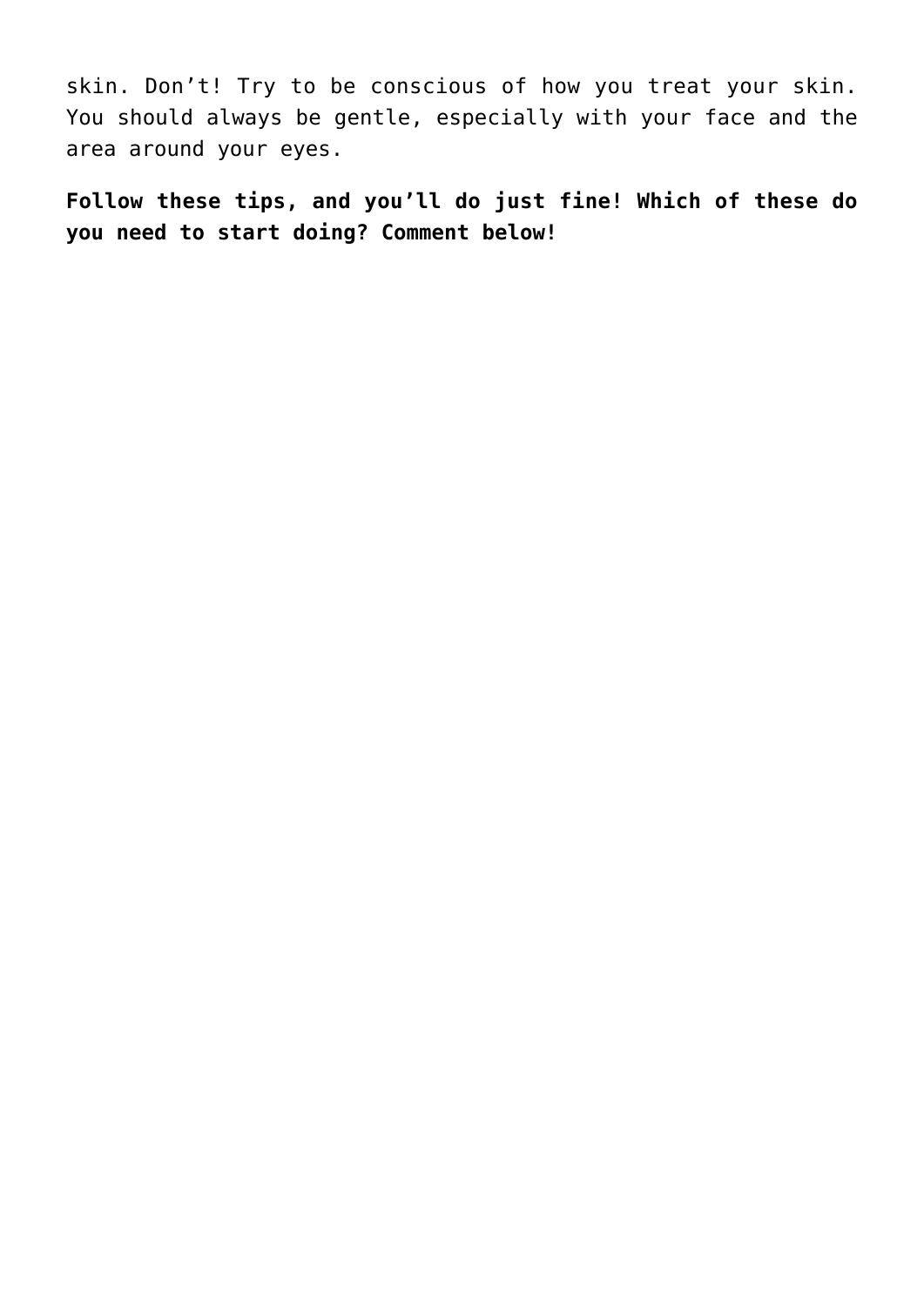skin. Don’t! Try to be conscious of how you treat your skin. You should always be gentle, especially with your face and the area around your eyes.

**Follow these tips, and you’ll do just fine! Which of these do you need to start doing? Comment below!**